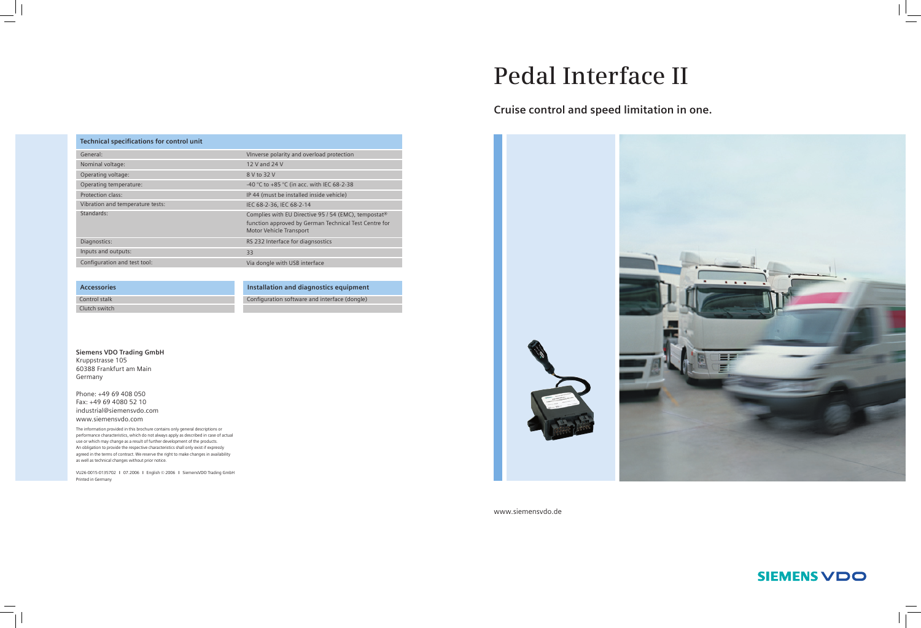# Pedal Interface II

## Cruise control and speed limitation in one.

| Technical specifications for control unit | |
|---|---|
| General: | VInverse polarity and overload protection |
| Nominal voltage: | 12 V and 24 V |
| Operating voltage: | 8 V to 32 V |
| Operating temperature: | -40 °C to +85 °C (in acc. with IEC 68-2-38 |
| Protection class: | IP 44 (must be installed inside vehicle) |
| Vibration and temperature tests: | IEC 68-2-36, IEC 68-2-14 |
| Standards: | Complies with EU Directive 95 / 54 (EMC), tempostat® function approved by German Technical Test Centre for Motor Vehicle Transport |
| Diagnostics: | RS 232 Interface for diagnsostics |
| Inputs and outputs: | 33 |
| Configuration and test tool: | Via dongle with USB interface |

| Accessories | Installation and diagnostics equipment |
|---|---|
| Control stalk | Configuration software and interface (dongle) |
| Clutch switch | |

**Siemens VDO Trading GmbH**
Kruppstrasse 105
60388 Frankfurt am Main
Germany

Phone: +49 69 408 050
Fax: +49 69 4080 52 10
industrial@siemensvdo.com
www.siemensvdo.com

The information provided in this brochure contains only general descriptions or performance characteristics, which do not always apply as described in case of actual use or which may change as a result of further development of the products. An obligation to provide the respective characteristics shall only exist if expressly agreed in the terms of contract. We reserve the right to make changes in availability as well as technical changes without prior notice.

VU26-0015-0135702 I 07.2006 I English © 2006 I SiemensVDO Trading GmbH
Printed in Germany

www.siemensvdo.de

SIEMENS VDO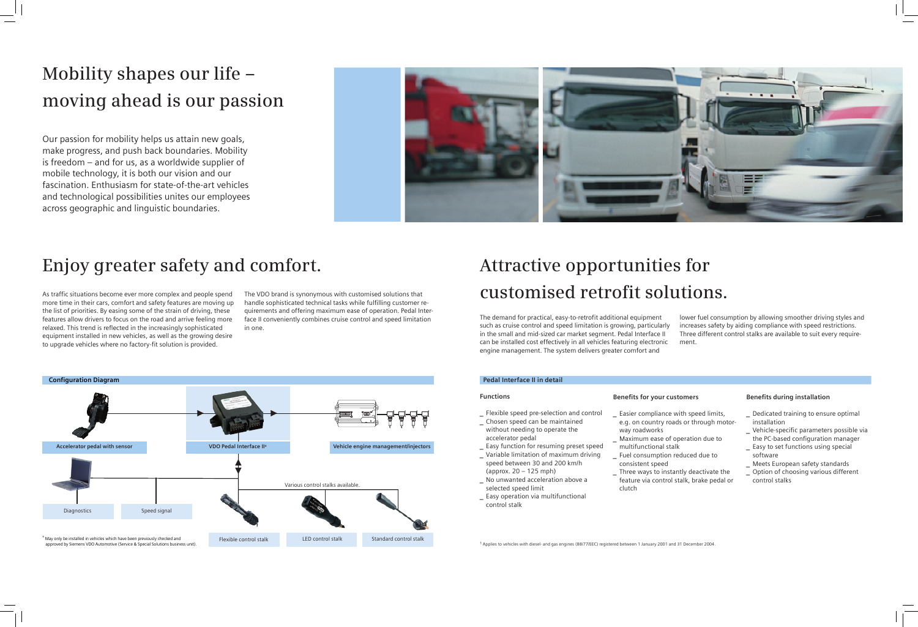# Mobility shapes our life – moving ahead is our passion

Our passion for mobility helps us attain new goals, make progress, and push back boundaries. Mobility is freedom – and for us, as a worldwide supplier of mobile technology, it is both our vision and our fascination. Enthusiasm for state-of-the-art vehicles and technological possibilities unites our employees across geographic and linguistic boundaries.

# Enjoy greater safety and comfort.

As traffic situations become ever more complex and people spend more time in their cars, comfort and safety features are moving up the list of priorities. By easing some of the strain of driving, these features allow drivers to focus on the road and arrive feeling more relaxed. This trend is reflected in the increasingly sophisticated equipment installed in new vehicles, as well as the growing desire to upgrade vehicles where no factory-fit solution is provided.

The VDO brand is synonymous with customised solutions that handle sophisticated technical tasks while fulfilling customer requirements and offering maximum ease of operation. Pedal Interface II conveniently combines cruise control and speed limitation in one.

**Configuration Diagram**

Accelerator pedal with sensor

VDO Pedal Interface II[a]

Vehicle engine management/injectors

Diagnostics

Speed signal

Various control stalks available.

Flexible control stalk

LED control stalk

Standard control stalk

[a] May only be installed in vehicles which have been previously checked and approved by Siemens VDO Automotive (Service & Special Solutions business unit).

# Attractive opportunities for customised retrofit solutions.

The demand for practical, easy-to-retrofit additional equipment such as cruise control and speed limitation is growing, particularly in the small and mid-sized car market segment. Pedal Interface II can be installed cost effectively in all vehicles featuring electronic engine management. The system delivers greater comfort and lower fuel consumption by allowing smoother driving styles and increases safety by aiding compliance with speed restrictions. Three different control stalks are available to suit every requirement.

**Pedal Interface II in detail**

### Functions

_ Flexible speed pre-selection and control
_ Chosen speed can be maintained without needing to operate the accelerator pedal
_ Easy function for resuming preset speed
_ Variable limitation of maximum driving speed between 30 and 200 km/h (approx. 20 – 125 mph)
_ No unwanted acceleration above a selected speed limit
_ Easy operation via multifunctional control stalk

### Benefits for your customers

_ Easier compliance with speed limits, e.g. on country roads or through motorway roadworks
_ Maximum ease of operation due to multifunctional stalk
_ Fuel consumption reduced due to consistent speed
_ Three ways to instantly deactivate the feature via control stalk, brake pedal or clutch

### Benefits during installation

_ Dedicated training to ensure optimal installation
_ Vehicle-specific parameters possible via the PC-based configuration manager
_ Easy to set functions using special software
_ Meets European safety standards
_ Option of choosing various different control stalks

[1] Applies to vehicles with diesel- and gas engines (88/77/EEC) registered between 1 January 2001 and 31 December 2004.